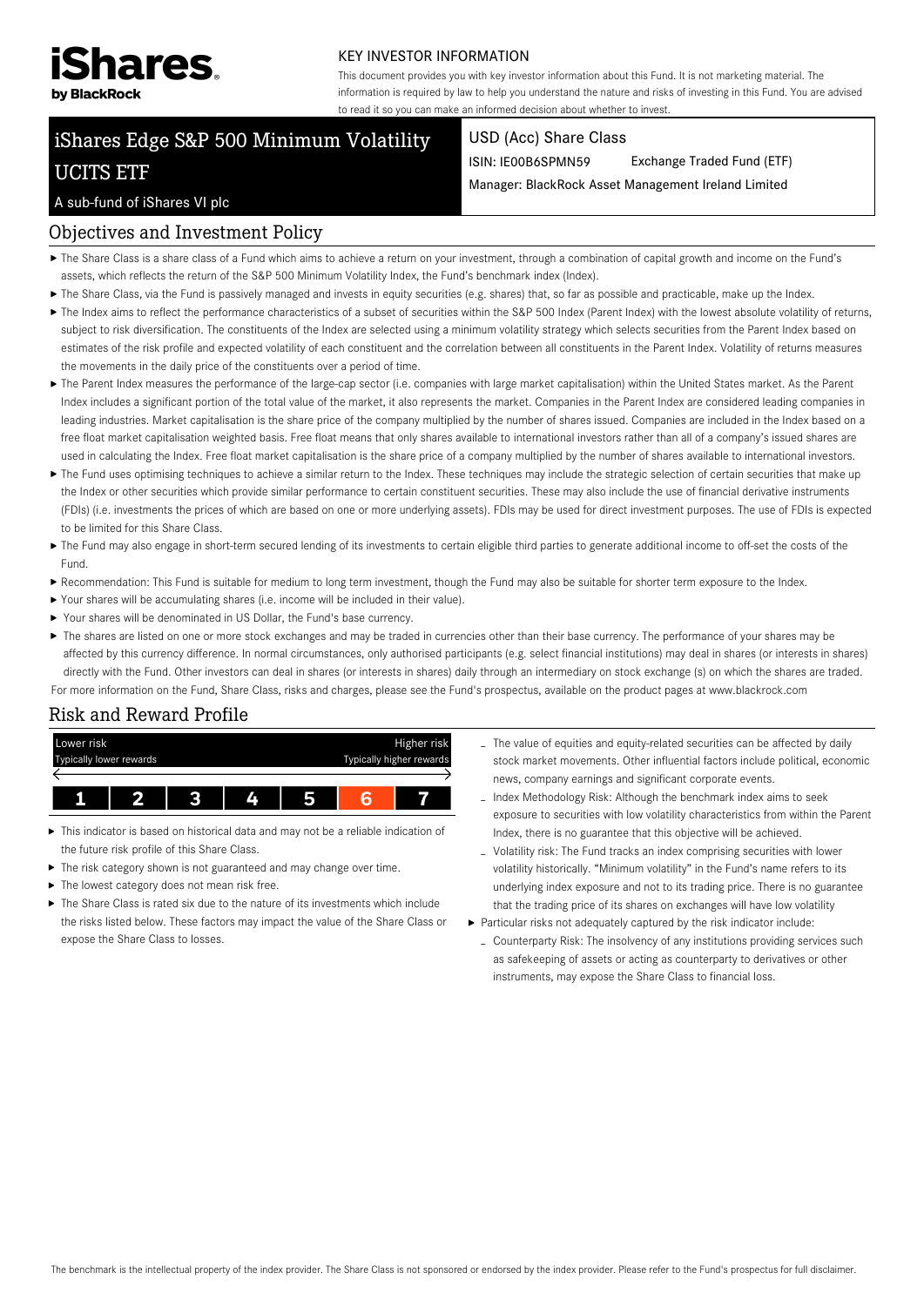iShares by BlackRock

KEY INVESTOR INFORMATION

This document provides you with key investor information about this Fund. It is not marketing material. The information is required by law to help you understand the nature and risks of investing in this Fund. You are advised to read it so you can make an informed decision about whether to invest.

# iShares Edge S&P 500 Minimum Volatility UCITS ETF

A sub-fund of iShares VI plc

USD (Acc) Share Class

ISIN: IE00B6SPMN59 Exchange Traded Fund (ETF)

Manager: BlackRock Asset Management Ireland Limited

## Objectives and Investment Policy

- The Share Class is a share class of a Fund which aims to achieve a return on your investment, through a combination of capital growth and income on the Fund's assets, which reflects the return of the S&P 500 Minimum Volatility Index, the Fund's benchmark index (Index).
- The Share Class, via the Fund is passively managed and invests in equity securities (e.g. shares) that, so far as possible and practicable, make up the Index.
- The Index aims to reflect the performance characteristics of a subset of securities within the S&P 500 Index (Parent Index) with the lowest absolute volatility of returns, subject to risk diversification. The constituents of the Index are selected using a minimum volatility strategy which selects securities from the Parent Index based on estimates of the risk profile and expected volatility of each constituent and the correlation between all constituents in the Parent Index. Volatility of returns measures the movements in the daily price of the constituents over a period of time.
- The Parent Index measures the performance of the large-cap sector (i.e. companies with large market capitalisation) within the United States market. As the Parent Index includes a significant portion of the total value of the market, it also represents the market. Companies in the Parent Index are considered leading companies in leading industries. Market capitalisation is the share price of the company multiplied by the number of shares issued. Companies are included in the Index based on a free float market capitalisation weighted basis. Free float means that only shares available to international investors rather than all of a company's issued shares are used in calculating the Index. Free float market capitalisation is the share price of a company multiplied by the number of shares available to international investors.
- The Fund uses optimising techniques to achieve a similar return to the Index. These techniques may include the strategic selection of certain securities that make up the Index or other securities which provide similar performance to certain constituent securities. These may also include the use of financial derivative instruments (FDIs) (i.e. investments the prices of which are based on one or more underlying assets). FDIs may be used for direct investment purposes. The use of FDIs is expected to be limited for this Share Class.
- The Fund may also engage in short-term secured lending of its investments to certain eligible third parties to generate additional income to off-set the costs of the Fund.
- Recommendation: This Fund is suitable for medium to long term investment, though the Fund may also be suitable for shorter term exposure to the Index.
- Your shares will be accumulating shares (i.e. income will be included in their value).
- Your shares will be denominated in US Dollar, the Fund's base currency.
- The shares are listed on one or more stock exchanges and may be traded in currencies other than their base currency. The performance of your shares may be affected by this currency difference. In normal circumstances, only authorised participants (e.g. select financial institutions) may deal in shares (or interests in shares) directly with the Fund. Other investors can deal in shares (or interests in shares) daily through an intermediary on stock exchange (s) on which the shares are traded.

For more information on the Fund, Share Class, risks and charges, please see the Fund's prospectus, available on the product pages at www.blackrock.com

## Risk and Reward Profile

| Lower risk<br>Typically lower rewards | | | | | | Higher risk<br>Typically higher rewards |
|---|---|---|---|---|---|---|
| 1 | 2 | 3 | 4 | 5 | **6** | 7 |

- This indicator is based on historical data and may not be a reliable indication of the future risk profile of this Share Class.
- The risk category shown is not guaranteed and may change over time.
- The lowest category does not mean risk free.
- The Share Class is rated six due to the nature of its investments which include the risks listed below. These factors may impact the value of the Share Class or expose the Share Class to losses.
  - The value of equities and equity-related securities can be affected by daily stock market movements. Other influential factors include political, economic news, company earnings and significant corporate events.
  - Index Methodology Risk: Although the benchmark index aims to seek exposure to securities with low volatility characteristics from within the Parent Index, there is no guarantee that this objective will be achieved.
  - Volatility risk: The Fund tracks an index comprising securities with lower volatility historically. "Minimum volatility" in the Fund's name refers to its underlying index exposure and not to its trading price. There is no guarantee that the trading price of its shares on exchanges will have low volatility
- Particular risks not adequately captured by the risk indicator include:
  - Counterparty Risk: The insolvency of any institutions providing services such as safekeeping of assets or acting as counterparty to derivatives or other instruments, may expose the Share Class to financial loss.

The benchmark is the intellectual property of the index provider. The Share Class is not sponsored or endorsed by the index provider. Please refer to the Fund's prospectus for full disclaimer.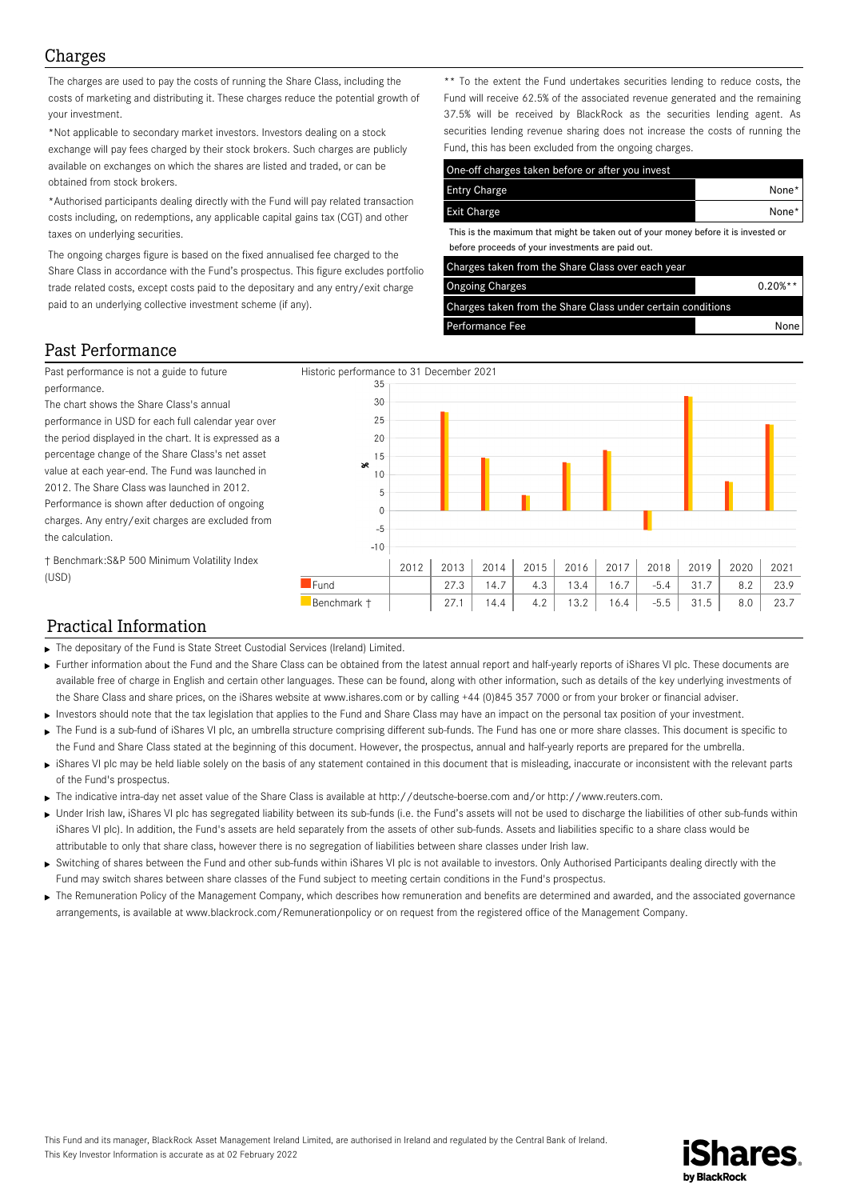## Charges

The charges are used to pay the costs of running the Share Class, including the costs of marketing and distributing it. These charges reduce the potential growth of your investment.

*Not applicable to secondary market investors. Investors dealing on a stock exchange will pay fees charged by their stock brokers. Such charges are publicly available on exchanges on which the shares are listed and traded, or can be obtained from stock brokers.

*Authorised participants dealing directly with the Fund will pay related transaction costs including, on redemptions, any applicable capital gains tax (CGT) and other taxes on underlying securities.

The ongoing charges figure is based on the fixed annualised fee charged to the Share Class in accordance with the Fund's prospectus. This figure excludes portfolio trade related costs, except costs paid to the depositary and any entry/exit charge paid to an underlying collective investment scheme (if any).

** To the extent the Fund undertakes securities lending to reduce costs, the Fund will receive 62.5% of the associated revenue generated and the remaining 37.5% will be received by BlackRock as the securities lending agent. As securities lending revenue sharing does not increase the costs of running the Fund, this has been excluded from the ongoing charges.

| One-off charges taken before or after you invest | |
|---|---|
| Entry Charge | None* |
| Exit Charge | None* |

This is the maximum that might be taken out of your money before it is invested or before proceeds of your investments are paid out.

| Charges taken from the Share Class over each year | |
|---|---|
| Ongoing Charges | 0.20%** |

| Charges taken from the Share Class under certain conditions | |
|---|---|
| Performance Fee | None |

## Past Performance

Past performance is not a guide to future performance.

The chart shows the Share Class's annual performance in USD for each full calendar year over the period displayed in the chart. It is expressed as a percentage change of the Share Class's net asset value at each year-end. The Fund was launched in 2012. The Share Class was launched in 2012.

Performance is shown after deduction of ongoing charges. Any entry/exit charges are excluded from the calculation.

† Benchmark:S&P 500 Minimum Volatility Index (USD)

Historic performance to 31 December 2021

%

35
30
25
20
15
10
5
0
-5
-10

| | 2012 | 2013 | 2014 | 2015 | 2016 | 2017 | 2018 | 2019 | 2020 | 2021 |
|---|---|---|---|---|---|---|---|---|---|---|
| Fund | | 27.3 | 14.7 | 4.3 | 13.4 | 16.7 | -5.4 | 31.7 | 8.2 | 23.9 |
| Benchmark † | | 27.1 | 14.4 | 4.2 | 13.2 | 16.4 | -5.5 | 31.5 | 8.0 | 23.7 |

## Practical Information

- The depositary of the Fund is State Street Custodial Services (Ireland) Limited.
- Further information about the Fund and the Share Class can be obtained from the latest annual report and half-yearly reports of iShares VI plc. These documents are available free of charge in English and certain other languages. These can be found, along with other information, such as details of the key underlying investments of the Share Class and share prices, on the iShares website at www.ishares.com or by calling +44 (0)845 357 7000 or from your broker or financial adviser.
- Investors should note that the tax legislation that applies to the Fund and Share Class may have an impact on the personal tax position of your investment.
- The Fund is a sub-fund of iShares VI plc, an umbrella structure comprising different sub-funds. The Fund has one or more share classes. This document is specific to the Fund and Share Class stated at the beginning of this document. However, the prospectus, annual and half-yearly reports are prepared for the umbrella.
- iShares VI plc may be held liable solely on the basis of any statement contained in this document that is misleading, inaccurate or inconsistent with the relevant parts of the Fund's prospectus.
- The indicative intra-day net asset value of the Share Class is available at http://deutsche-boerse.com and/or http://www.reuters.com.
- Under Irish law, iShares VI plc has segregated liability between its sub-funds (i.e. the Fund's assets will not be used to discharge the liabilities of other sub-funds within iShares VI plc). In addition, the Fund's assets are held separately from the assets of other sub-funds. Assets and liabilities specific to a share class would be attributable to only that share class, however there is no segregation of liabilities between share classes under Irish law.
- Switching of shares between the Fund and other sub-funds within iShares VI plc is not available to investors. Only Authorised Participants dealing directly with the Fund may switch shares between share classes of the Fund subject to meeting certain conditions in the Fund's prospectus.
- The Remuneration Policy of the Management Company, which describes how remuneration and benefits are determined and awarded, and the associated governance arrangements, is available at www.blackrock.com/Remunerationpolicy or on request from the registered office of the Management Company.

This Fund and its manager, BlackRock Asset Management Ireland Limited, are authorised in Ireland and regulated by the Central Bank of Ireland.
This Key Investor Information is accurate as at 02 February 2022

iShares by BlackRock